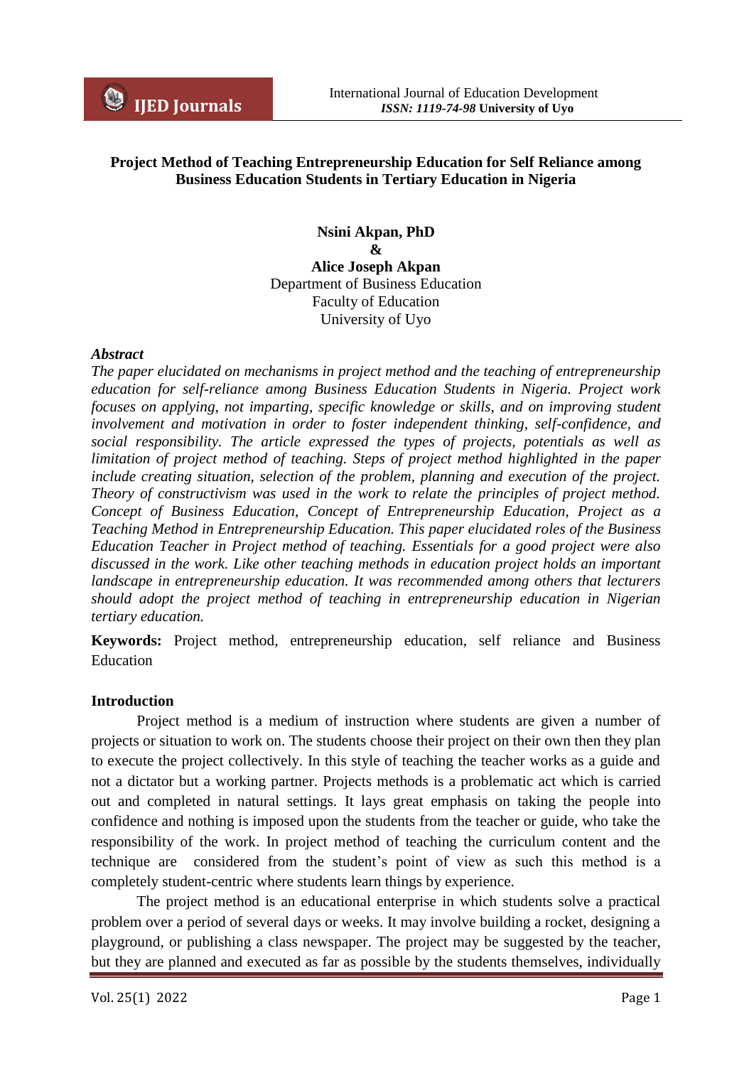# Project Method of Teaching Entrepreneurship Education for Self Reliance among Business Education Students in Tertiary Education in Nigeria

**Nsini Akpan, PhD**
**&**
**Alice Joseph Akpan**
Department of Business Education
Faculty of Education
University of Uyo

***Abstract***

*The paper elucidated on mechanisms in project method and the teaching of entrepreneurship education for self-reliance among Business Education Students in Nigeria. Project work focuses on applying, not imparting, specific knowledge or skills, and on improving student involvement and motivation in order to foster independent thinking, self-confidence, and social responsibility. The article expressed the types of projects, potentials as well as limitation of project method of teaching. Steps of project method highlighted in the paper include creating situation, selection of the problem, planning and execution of the project. Theory of constructivism was used in the work to relate the principles of project method. Concept of Business Education, Concept of Entrepreneurship Education, Project as a Teaching Method in Entrepreneurship Education. This paper elucidated roles of the Business Education Teacher in Project method of teaching. Essentials for a good project were also discussed in the work. Like other teaching methods in education project holds an important landscape in entrepreneurship education. It was recommended among others that lecturers should adopt the project method of teaching in entrepreneurship education in Nigerian tertiary education.*

**Keywords:** Project method, entrepreneurship education, self reliance and Business Education

## Introduction

Project method is a medium of instruction where students are given a number of projects or situation to work on. The students choose their project on their own then they plan to execute the project collectively. In this style of teaching the teacher works as a guide and not a dictator but a working partner. Projects methods is a problematic act which is carried out and completed in natural settings. It lays great emphasis on taking the people into confidence and nothing is imposed upon the students from the teacher or guide, who take the responsibility of the work. In project method of teaching the curriculum content and the technique are considered from the student's point of view as such this method is a completely student-centric where students learn things by experience.

The project method is an educational enterprise in which students solve a practical problem over a period of several days or weeks. It may involve building a rocket, designing a playground, or publishing a class newspaper. The project may be suggested by the teacher, but they are planned and executed as far as possible by the students themselves, individually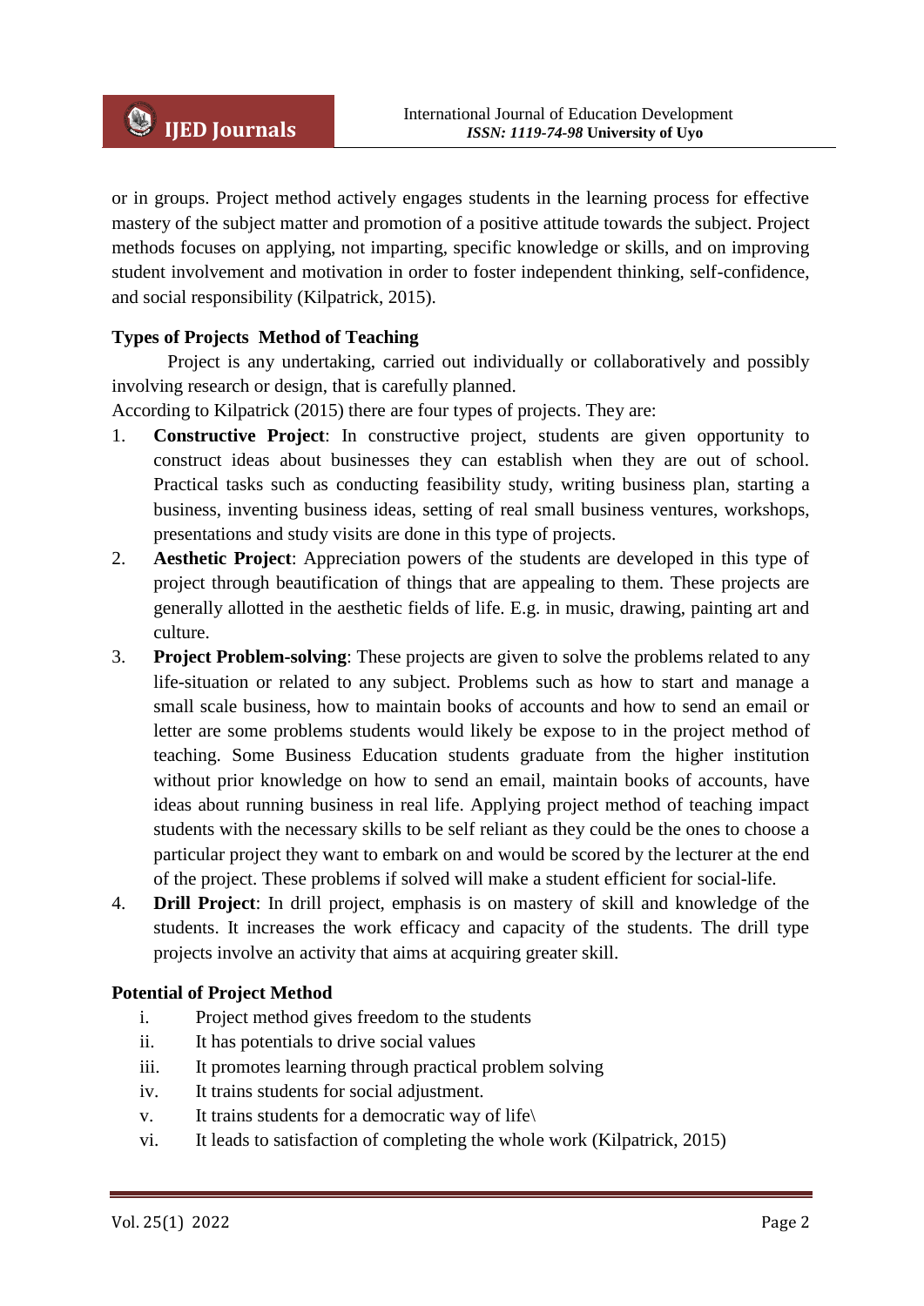or in groups. Project method actively engages students in the learning process for effective mastery of the subject matter and promotion of a positive attitude towards the subject. Project methods focuses on applying, not imparting, specific knowledge or skills, and on improving student involvement and motivation in order to foster independent thinking, self-confidence, and social responsibility (Kilpatrick, 2015).

**Types of Projects Method of Teaching**

Project is any undertaking, carried out individually or collaboratively and possibly involving research or design, that is carefully planned.

According to Kilpatrick (2015) there are four types of projects. They are:

1. **Constructive Project**: In constructive project, students are given opportunity to construct ideas about businesses they can establish when they are out of school. Practical tasks such as conducting feasibility study, writing business plan, starting a business, inventing business ideas, setting of real small business ventures, workshops, presentations and study visits are done in this type of projects.
2. **Aesthetic Project**: Appreciation powers of the students are developed in this type of project through beautification of things that are appealing to them. These projects are generally allotted in the aesthetic fields of life. E.g. in music, drawing, painting art and culture.
3. **Project Problem-solving**: These projects are given to solve the problems related to any life-situation or related to any subject. Problems such as how to start and manage a small scale business, how to maintain books of accounts and how to send an email or letter are some problems students would likely be expose to in the project method of teaching. Some Business Education students graduate from the higher institution without prior knowledge on how to send an email, maintain books of accounts, have ideas about running business in real life. Applying project method of teaching impact students with the necessary skills to be self reliant as they could be the ones to choose a particular project they want to embark on and would be scored by the lecturer at the end of the project. These problems if solved will make a student efficient for social-life.
4. **Drill Project**: In drill project, emphasis is on mastery of skill and knowledge of the students. It increases the work efficacy and capacity of the students. The drill type projects involve an activity that aims at acquiring greater skill.

**Potential of Project Method**

i. Project method gives freedom to the students
ii. It has potentials to drive social values
iii. It promotes learning through practical problem solving
iv. It trains students for social adjustment.
v. It trains students for a democratic way of life\
vi. It leads to satisfaction of completing the whole work (Kilpatrick, 2015)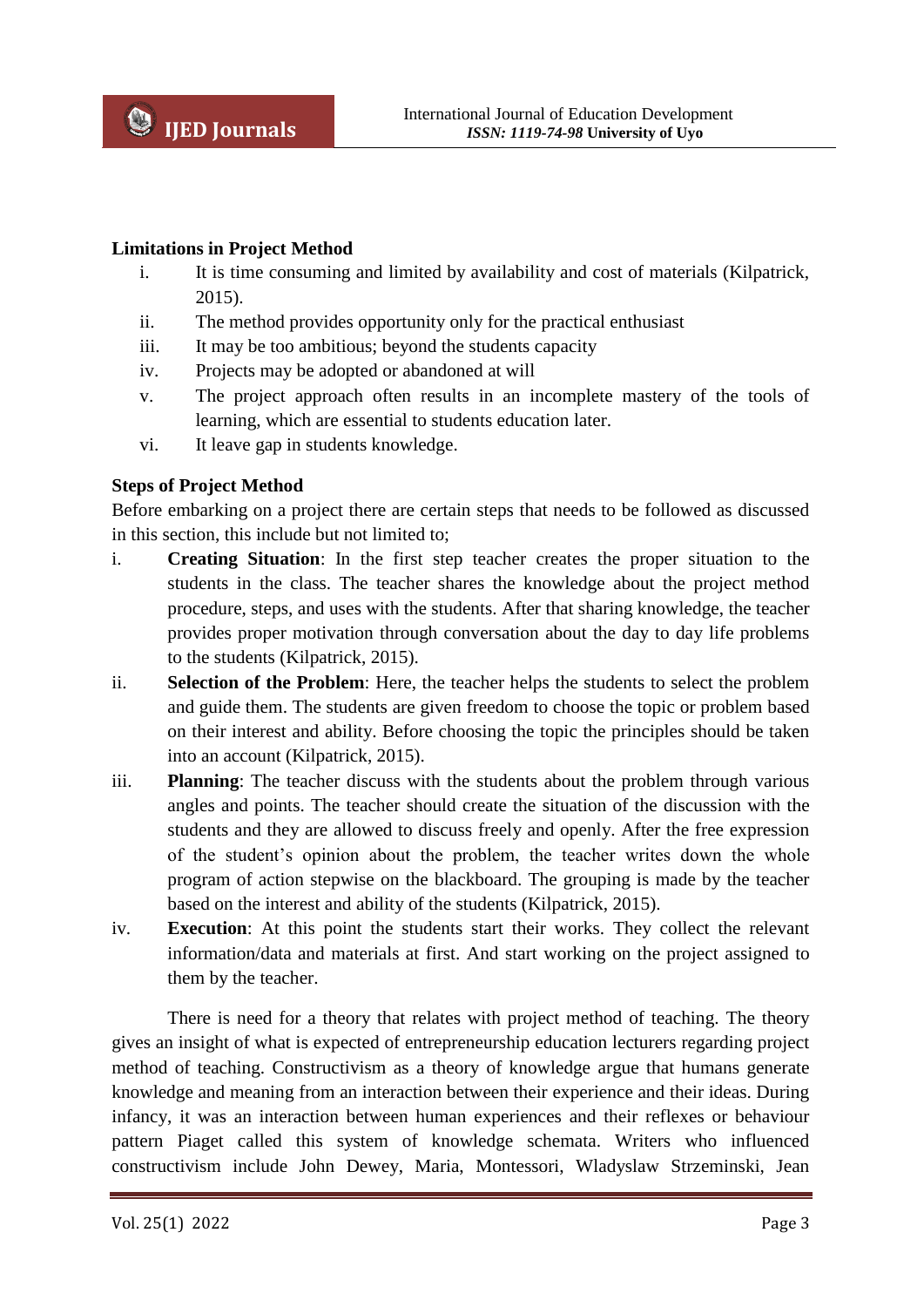**Limitations in Project Method**

i. It is time consuming and limited by availability and cost of materials (Kilpatrick, 2015).
ii. The method provides opportunity only for the practical enthusiast
iii. It may be too ambitious; beyond the students capacity
iv. Projects may be adopted or abandoned at will
v. The project approach often results in an incomplete mastery of the tools of learning, which are essential to students education later.
vi. It leave gap in students knowledge.

**Steps of Project Method**

Before embarking on a project there are certain steps that needs to be followed as discussed in this section, this include but not limited to;

i. **Creating Situation**: In the first step teacher creates the proper situation to the students in the class. The teacher shares the knowledge about the project method procedure, steps, and uses with the students. After that sharing knowledge, the teacher provides proper motivation through conversation about the day to day life problems to the students (Kilpatrick, 2015).
ii. **Selection of the Problem**: Here, the teacher helps the students to select the problem and guide them. The students are given freedom to choose the topic or problem based on their interest and ability. Before choosing the topic the principles should be taken into an account (Kilpatrick, 2015).
iii. **Planning**: The teacher discuss with the students about the problem through various angles and points. The teacher should create the situation of the discussion with the students and they are allowed to discuss freely and openly. After the free expression of the student's opinion about the problem, the teacher writes down the whole program of action stepwise on the blackboard. The grouping is made by the teacher based on the interest and ability of the students (Kilpatrick, 2015).
iv. **Execution**: At this point the students start their works. They collect the relevant information/data and materials at first. And start working on the project assigned to them by the teacher.

There is need for a theory that relates with project method of teaching. The theory gives an insight of what is expected of entrepreneurship education lecturers regarding project method of teaching. Constructivism as a theory of knowledge argue that humans generate knowledge and meaning from an interaction between their experience and their ideas. During infancy, it was an interaction between human experiences and their reflexes or behaviour pattern Piaget called this system of knowledge schemata. Writers who influenced constructivism include John Dewey, Maria, Montessori, Wladyslaw Strzeminski, Jean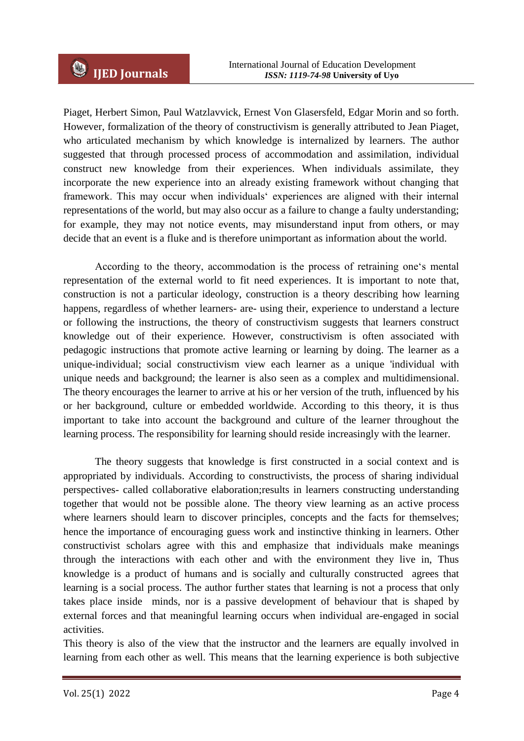Piaget, Herbert Simon, Paul Watzlavvick, Ernest Von Glasersfeld, Edgar Morin and so forth. However, formalization of the theory of constructivism is generally attributed to Jean Piaget, who articulated mechanism by which knowledge is internalized by learners. The author suggested that through processed process of accommodation and assimilation, individual construct new knowledge from their experiences. When individuals assimilate, they incorporate the new experience into an already existing framework without changing that framework. This may occur when individuals' experiences are aligned with their internal representations of the world, but may also occur as a failure to change a faulty understanding; for example, they may not notice events, may misunderstand input from others, or may decide that an event is a fluke and is therefore unimportant as information about the world.

According to the theory, accommodation is the process of retraining one's mental representation of the external world to fit need experiences. It is important to note that, construction is not a particular ideology, construction is a theory describing how learning happens, regardless of whether learners- are- using their, experience to understand a lecture or following the instructions, the theory of constructivism suggests that learners construct knowledge out of their experience. However, constructivism is often associated with pedagogic instructions that promote active learning or learning by doing. The learner as a unique-individual; social constructivism view each learner as a unique 'individual with unique needs and background; the learner is also seen as a complex and multidimensional. The theory encourages the learner to arrive at his or her version of the truth, influenced by his or her background, culture or embedded worldwide. According to this theory, it is thus important to take into account the background and culture of the learner throughout the learning process. The responsibility for learning should reside increasingly with the learner.

The theory suggests that knowledge is first constructed in a social context and is appropriated by individuals. According to constructivists, the process of sharing individual perspectives- called collaborative elaboration;results in learners constructing understanding together that would not be possible alone. The theory view learning as an active process where learners should learn to discover principles, concepts and the facts for themselves; hence the importance of encouraging guess work and instinctive thinking in learners. Other constructivist scholars agree with this and emphasize that individuals make meanings through the interactions with each other and with the environment they live in, Thus knowledge is a product of humans and is socially and culturally constructed agrees that learning is a social process. The author further states that learning is not a process that only takes place inside minds, nor is a passive development of behaviour that is shaped by external forces and that meaningful learning occurs when individual are-engaged in social activities.

This theory is also of the view that the instructor and the learners are equally involved in learning from each other as well. This means that the learning experience is both subjective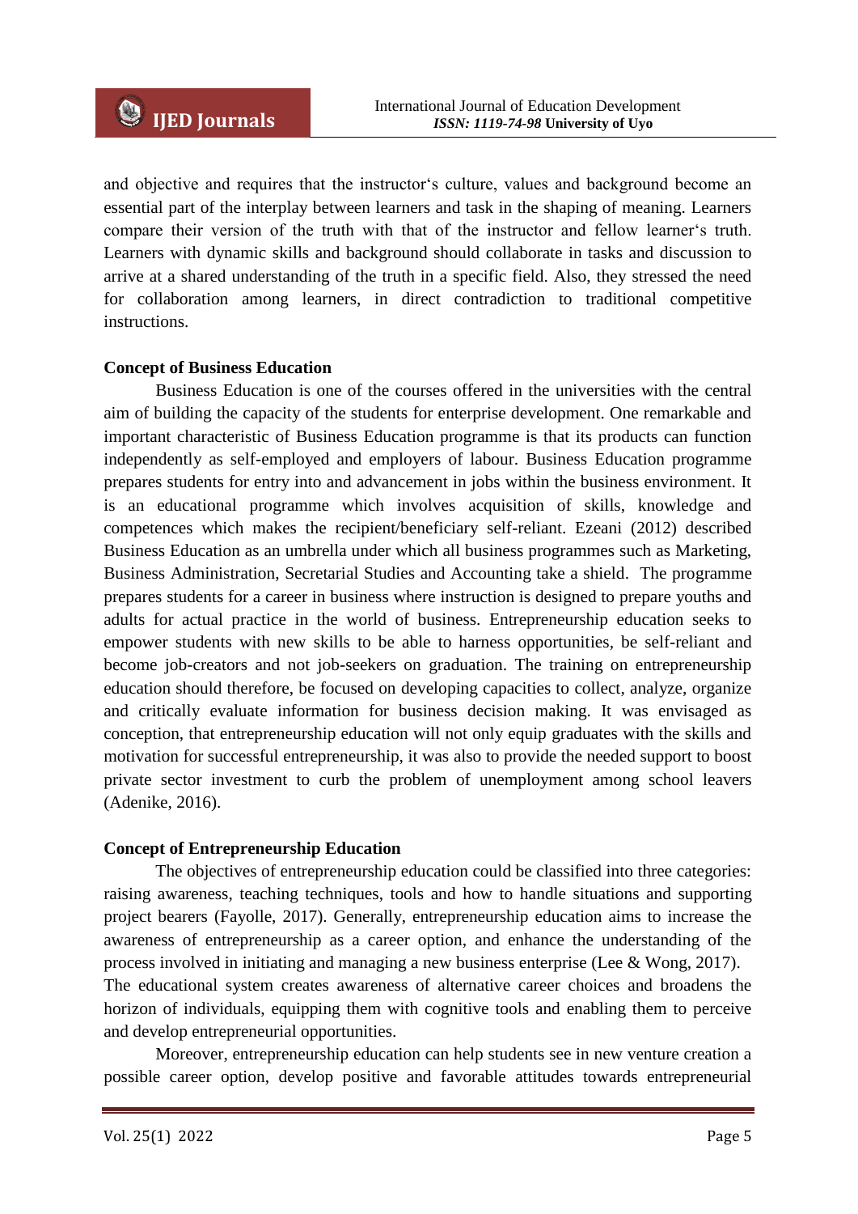and objective and requires that the instructor‘s culture, values and background become an essential part of the interplay between learners and task in the shaping of meaning. Learners compare their version of the truth with that of the instructor and fellow learner‘s truth. Learners with dynamic skills and background should collaborate in tasks and discussion to arrive at a shared understanding of the truth in a specific field. Also, they stressed the need for collaboration among learners, in direct contradiction to traditional competitive instructions.

**Concept of Business Education**

Business Education is one of the courses offered in the universities with the central aim of building the capacity of the students for enterprise development. One remarkable and important characteristic of Business Education programme is that its products can function independently as self-employed and employers of labour. Business Education programme prepares students for entry into and advancement in jobs within the business environment. It is an educational programme which involves acquisition of skills, knowledge and competences which makes the recipient/beneficiary self-reliant. Ezeani (2012) described Business Education as an umbrella under which all business programmes such as Marketing, Business Administration, Secretarial Studies and Accounting take a shield. The programme prepares students for a career in business where instruction is designed to prepare youths and adults for actual practice in the world of business. Entrepreneurship education seeks to empower students with new skills to be able to harness opportunities, be self-reliant and become job-creators and not job-seekers on graduation. The training on entrepreneurship education should therefore, be focused on developing capacities to collect, analyze, organize and critically evaluate information for business decision making. It was envisaged as conception, that entrepreneurship education will not only equip graduates with the skills and motivation for successful entrepreneurship, it was also to provide the needed support to boost private sector investment to curb the problem of unemployment among school leavers (Adenike, 2016).

**Concept of Entrepreneurship Education**

The objectives of entrepreneurship education could be classified into three categories: raising awareness, teaching techniques, tools and how to handle situations and supporting project bearers (Fayolle, 2017). Generally, entrepreneurship education aims to increase the awareness of entrepreneurship as a career option, and enhance the understanding of the process involved in initiating and managing a new business enterprise (Lee & Wong, 2017). The educational system creates awareness of alternative career choices and broadens the horizon of individuals, equipping them with cognitive tools and enabling them to perceive and develop entrepreneurial opportunities.

Moreover, entrepreneurship education can help students see in new venture creation a possible career option, develop positive and favorable attitudes towards entrepreneurial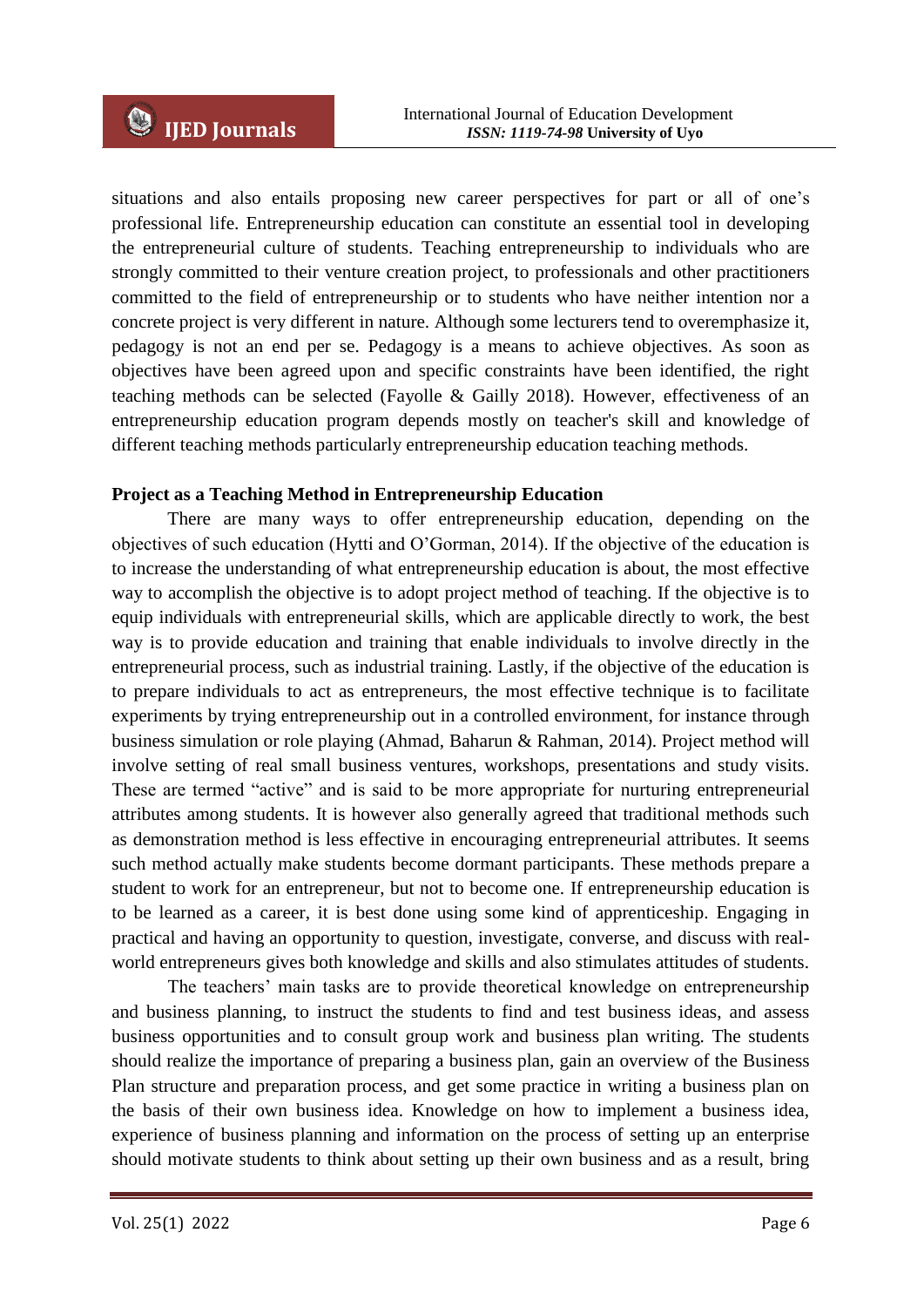situations and also entails proposing new career perspectives for part or all of one's professional life. Entrepreneurship education can constitute an essential tool in developing the entrepreneurial culture of students. Teaching entrepreneurship to individuals who are strongly committed to their venture creation project, to professionals and other practitioners committed to the field of entrepreneurship or to students who have neither intention nor a concrete project is very different in nature. Although some lecturers tend to overemphasize it, pedagogy is not an end per se. Pedagogy is a means to achieve objectives. As soon as objectives have been agreed upon and specific constraints have been identified, the right teaching methods can be selected (Fayolle & Gailly 2018). However, effectiveness of an entrepreneurship education program depends mostly on teacher's skill and knowledge of different teaching methods particularly entrepreneurship education teaching methods.

**Project as a Teaching Method in Entrepreneurship Education**

There are many ways to offer entrepreneurship education, depending on the objectives of such education (Hytti and O'Gorman, 2014). If the objective of the education is to increase the understanding of what entrepreneurship education is about, the most effective way to accomplish the objective is to adopt project method of teaching. If the objective is to equip individuals with entrepreneurial skills, which are applicable directly to work, the best way is to provide education and training that enable individuals to involve directly in the entrepreneurial process, such as industrial training. Lastly, if the objective of the education is to prepare individuals to act as entrepreneurs, the most effective technique is to facilitate experiments by trying entrepreneurship out in a controlled environment, for instance through business simulation or role playing (Ahmad, Baharun & Rahman, 2014). Project method will involve setting of real small business ventures, workshops, presentations and study visits. These are termed "active" and is said to be more appropriate for nurturing entrepreneurial attributes among students. It is however also generally agreed that traditional methods such as demonstration method is less effective in encouraging entrepreneurial attributes. It seems such method actually make students become dormant participants. These methods prepare a student to work for an entrepreneur, but not to become one. If entrepreneurship education is to be learned as a career, it is best done using some kind of apprenticeship. Engaging in practical and having an opportunity to question, investigate, converse, and discuss with real-world entrepreneurs gives both knowledge and skills and also stimulates attitudes of students.

The teachers' main tasks are to provide theoretical knowledge on entrepreneurship and business planning, to instruct the students to find and test business ideas, and assess business opportunities and to consult group work and business plan writing. The students should realize the importance of preparing a business plan, gain an overview of the Business Plan structure and preparation process, and get some practice in writing a business plan on the basis of their own business idea. Knowledge on how to implement a business idea, experience of business planning and information on the process of setting up an enterprise should motivate students to think about setting up their own business and as a result, bring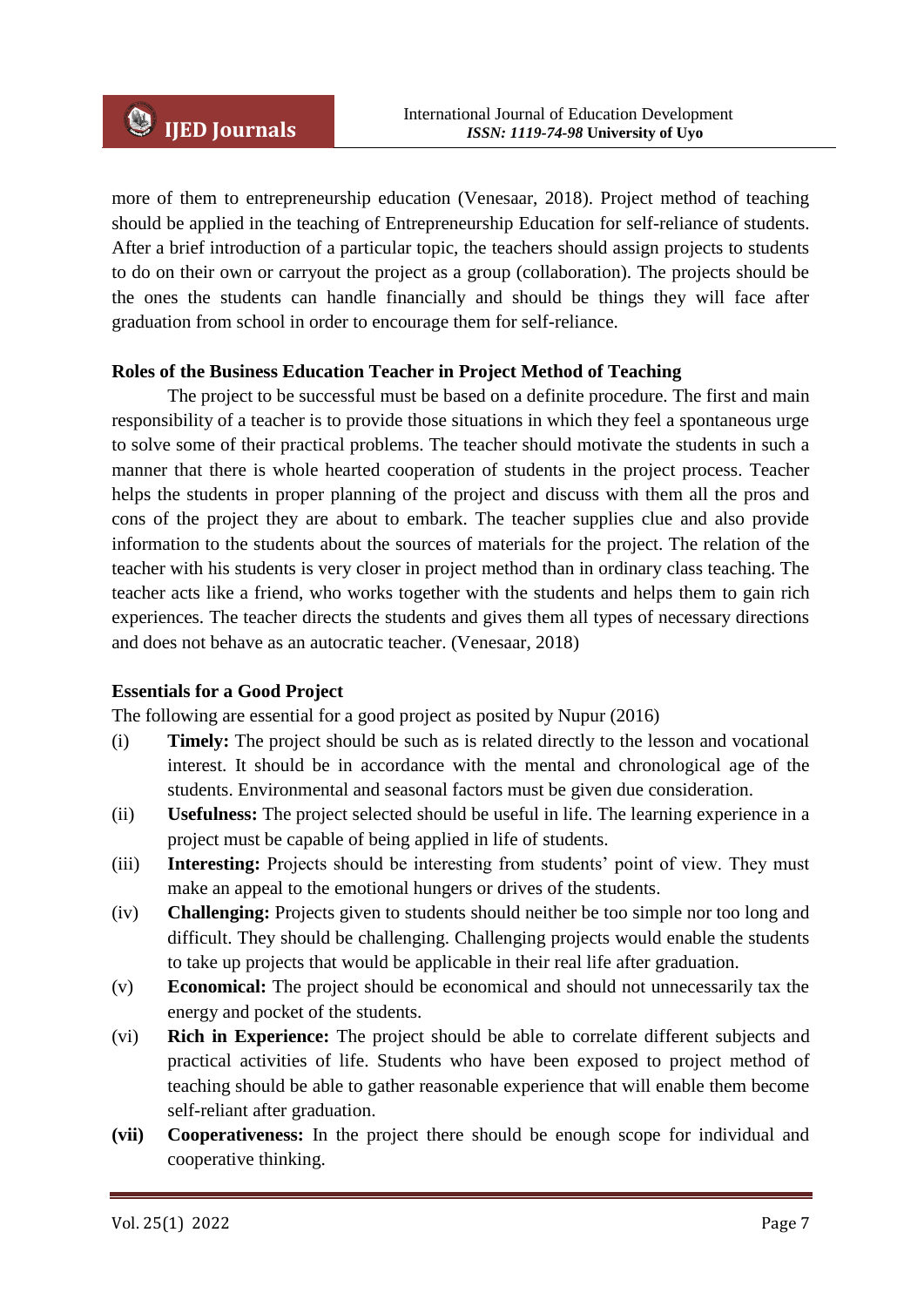more of them to entrepreneurship education (Venesaar, 2018). Project method of teaching should be applied in the teaching of Entrepreneurship Education for self-reliance of students. After a brief introduction of a particular topic, the teachers should assign projects to students to do on their own or carryout the project as a group (collaboration). The projects should be the ones the students can handle financially and should be things they will face after graduation from school in order to encourage them for self-reliance.

**Roles of the Business Education Teacher in Project Method of Teaching**

The project to be successful must be based on a definite procedure. The first and main responsibility of a teacher is to provide those situations in which they feel a spontaneous urge to solve some of their practical problems. The teacher should motivate the students in such a manner that there is whole hearted cooperation of students in the project process. Teacher helps the students in proper planning of the project and discuss with them all the pros and cons of the project they are about to embark. The teacher supplies clue and also provide information to the students about the sources of materials for the project. The relation of the teacher with his students is very closer in project method than in ordinary class teaching. The teacher acts like a friend, who works together with the students and helps them to gain rich experiences. The teacher directs the students and gives them all types of necessary directions and does not behave as an autocratic teacher. (Venesaar, 2018)

**Essentials for a Good Project**

The following are essential for a good project as posited by Nupur (2016)

(i) **Timely:** The project should be such as is related directly to the lesson and vocational interest. It should be in accordance with the mental and chronological age of the students. Environmental and seasonal factors must be given due consideration.

(ii) **Usefulness:** The project selected should be useful in life. The learning experience in a project must be capable of being applied in life of students.

(iii) **Interesting:** Projects should be interesting from students' point of view. They must make an appeal to the emotional hungers or drives of the students.

(iv) **Challenging:** Projects given to students should neither be too simple nor too long and difficult. They should be challenging. Challenging projects would enable the students to take up projects that would be applicable in their real life after graduation.

(v) **Economical:** The project should be economical and should not unnecessarily tax the energy and pocket of the students.

(vi) **Rich in Experience:** The project should be able to correlate different subjects and practical activities of life. Students who have been exposed to project method of teaching should be able to gather reasonable experience that will enable them become self-reliant after graduation.

**(vii)** **Cooperativeness:** In the project there should be enough scope for individual and cooperative thinking.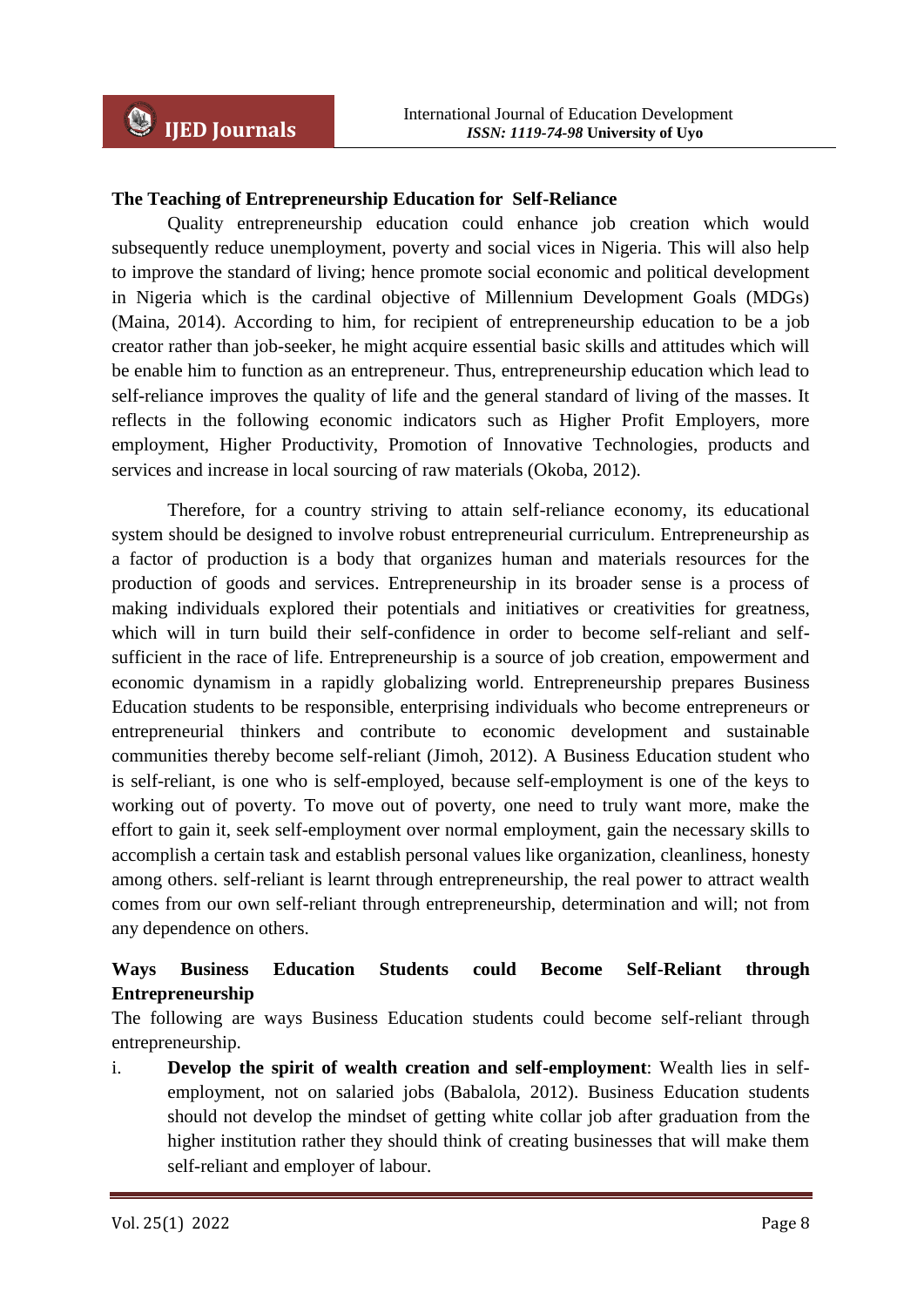## The Teaching of Entrepreneurship Education for Self-Reliance

Quality entrepreneurship education could enhance job creation which would subsequently reduce unemployment, poverty and social vices in Nigeria. This will also help to improve the standard of living; hence promote social economic and political development in Nigeria which is the cardinal objective of Millennium Development Goals (MDGs) (Maina, 2014). According to him, for recipient of entrepreneurship education to be a job creator rather than job-seeker, he might acquire essential basic skills and attitudes which will be enable him to function as an entrepreneur. Thus, entrepreneurship education which lead to self-reliance improves the quality of life and the general standard of living of the masses. It reflects in the following economic indicators such as Higher Profit Employers, more employment, Higher Productivity, Promotion of Innovative Technologies, products and services and increase in local sourcing of raw materials (Okoba, 2012).

Therefore, for a country striving to attain self-reliance economy, its educational system should be designed to involve robust entrepreneurial curriculum. Entrepreneurship as a factor of production is a body that organizes human and materials resources for the production of goods and services. Entrepreneurship in its broader sense is a process of making individuals explored their potentials and initiatives or creativities for greatness, which will in turn build their self-confidence in order to become self-reliant and self-sufficient in the race of life. Entrepreneurship is a source of job creation, empowerment and economic dynamism in a rapidly globalizing world. Entrepreneurship prepares Business Education students to be responsible, enterprising individuals who become entrepreneurs or entrepreneurial thinkers and contribute to economic development and sustainable communities thereby become self-reliant (Jimoh, 2012). A Business Education student who is self-reliant, is one who is self-employed, because self-employment is one of the keys to working out of poverty. To move out of poverty, one need to truly want more, make the effort to gain it, seek self-employment over normal employment, gain the necessary skills to accomplish a certain task and establish personal values like organization, cleanliness, honesty among others. self-reliant is learnt through entrepreneurship, the real power to attract wealth comes from our own self-reliant through entrepreneurship, determination and will; not from any dependence on others.

## Ways Business Education Students could Become Self-Reliant through Entrepreneurship

The following are ways Business Education students could become self-reliant through entrepreneurship.

i. **Develop the spirit of wealth creation and self-employment**: Wealth lies in self-employment, not on salaried jobs (Babalola, 2012). Business Education students should not develop the mindset of getting white collar job after graduation from the higher institution rather they should think of creating businesses that will make them self-reliant and employer of labour.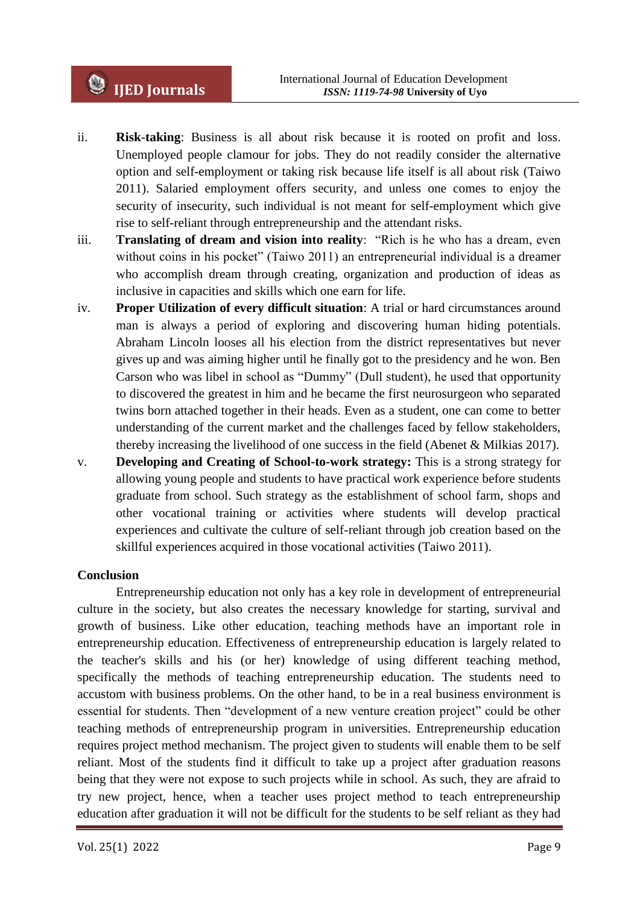ii. **Risk-taking**: Business is all about risk because it is rooted on profit and loss. Unemployed people clamour for jobs. They do not readily consider the alternative option and self-employment or taking risk because life itself is all about risk (Taiwo 2011). Salaried employment offers security, and unless one comes to enjoy the security of insecurity, such individual is not meant for self-employment which give rise to self-reliant through entrepreneurship and the attendant risks.

iii. **Translating of dream and vision into reality**: "Rich is he who has a dream, even without coins in his pocket" (Taiwo 2011) an entrepreneurial individual is a dreamer who accomplish dream through creating, organization and production of ideas as inclusive in capacities and skills which one earn for life.

iv. **Proper Utilization of every difficult situation**: A trial or hard circumstances around man is always a period of exploring and discovering human hiding potentials. Abraham Lincoln looses all his election from the district representatives but never gives up and was aiming higher until he finally got to the presidency and he won. Ben Carson who was libel in school as "Dummy" (Dull student), he used that opportunity to discovered the greatest in him and he became the first neurosurgeon who separated twins born attached together in their heads. Even as a student, one can come to better understanding of the current market and the challenges faced by fellow stakeholders, thereby increasing the livelihood of one success in the field (Abenet & Milkias 2017).

v. **Developing and Creating of School-to-work strategy:** This is a strong strategy for allowing young people and students to have practical work experience before students graduate from school. Such strategy as the establishment of school farm, shops and other vocational training or activities where students will develop practical experiences and cultivate the culture of self-reliant through job creation based on the skillful experiences acquired in those vocational activities (Taiwo 2011).

## Conclusion

Entrepreneurship education not only has a key role in development of entrepreneurial culture in the society, but also creates the necessary knowledge for starting, survival and growth of business. Like other education, teaching methods have an important role in entrepreneurship education. Effectiveness of entrepreneurship education is largely related to the teacher's skills and his (or her) knowledge of using different teaching method, specifically the methods of teaching entrepreneurship education. The students need to accustom with business problems. On the other hand, to be in a real business environment is essential for students. Then "development of a new venture creation project" could be other teaching methods of entrepreneurship program in universities. Entrepreneurship education requires project method mechanism. The project given to students will enable them to be self reliant. Most of the students find it difficult to take up a project after graduation reasons being that they were not expose to such projects while in school. As such, they are afraid to try new project, hence, when a teacher uses project method to teach entrepreneurship education after graduation it will not be difficult for the students to be self reliant as they had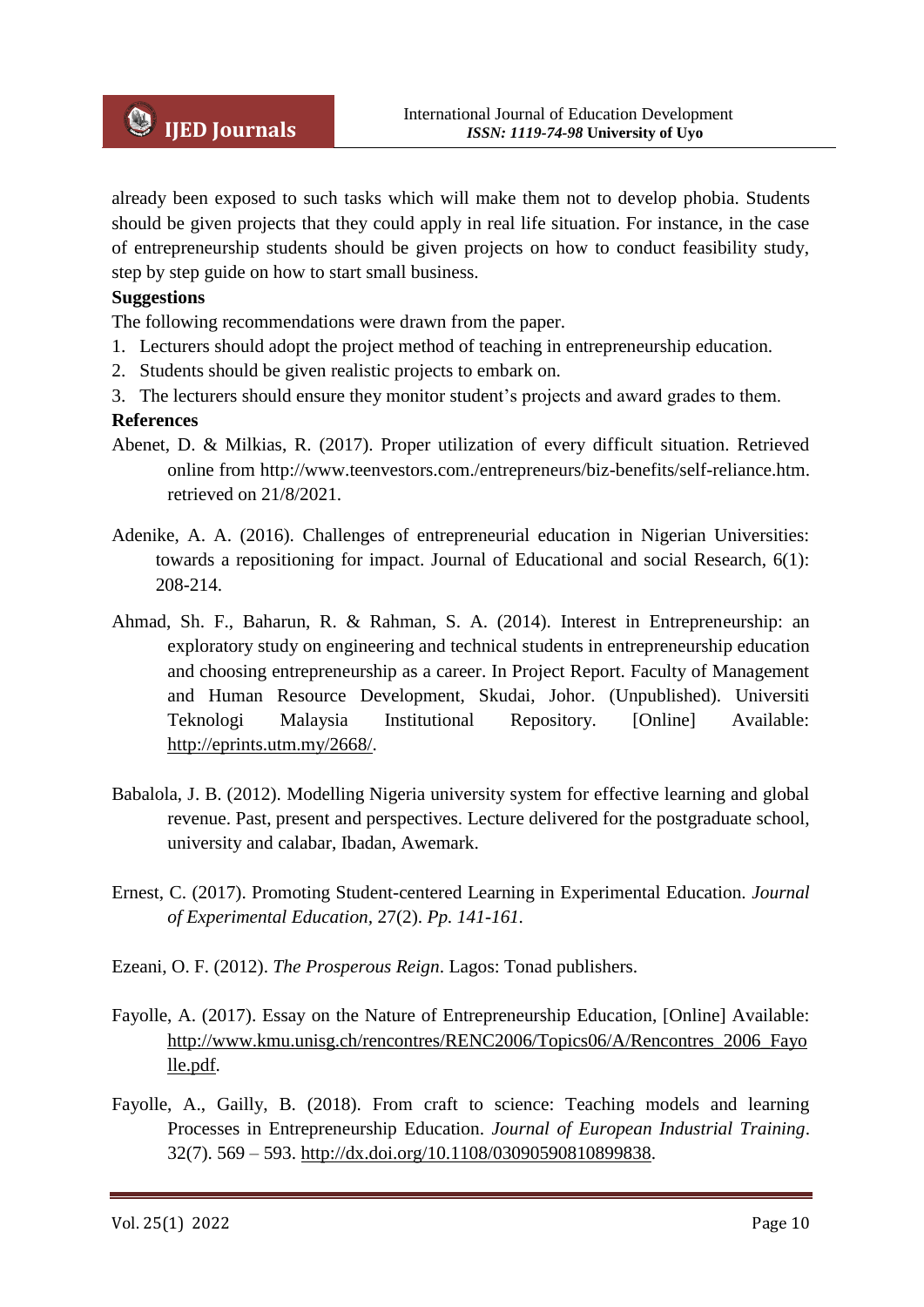already been exposed to such tasks which will make them not to develop phobia. Students should be given projects that they could apply in real life situation. For instance, in the case of entrepreneurship students should be given projects on how to conduct feasibility study, step by step guide on how to start small business.

**Suggestions**

The following recommendations were drawn from the paper.

1. Lecturers should adopt the project method of teaching in entrepreneurship education.
2. Students should be given realistic projects to embark on.
3. The lecturers should ensure they monitor student's projects and award grades to them.

**References**

Abenet, D. & Milkias, R. (2017). Proper utilization of every difficult situation. Retrieved online from http://www.teenvestors.com./entrepreneurs/biz-benefits/self-reliance.htm. retrieved on 21/8/2021.

Adenike, A. A. (2016). Challenges of entrepreneurial education in Nigerian Universities: towards a repositioning for impact. Journal of Educational and social Research, 6(1): 208-214.

Ahmad, Sh. F., Baharun, R. & Rahman, S. A. (2014). Interest in Entrepreneurship: an exploratory study on engineering and technical students in entrepreneurship education and choosing entrepreneurship as a career. In Project Report. Faculty of Management and Human Resource Development, Skudai, Johor. (Unpublished). Universiti Teknologi Malaysia Institutional Repository. [Online] Available: http://eprints.utm.my/2668/.

Babalola, J. B. (2012). Modelling Nigeria university system for effective learning and global revenue. Past, present and perspectives. Lecture delivered for the postgraduate school, university and calabar, Ibadan, Awemark.

Ernest, C. (2017). Promoting Student-centered Learning in Experimental Education. *Journal of Experimental Education,* 27(2). *Pp. 141-161.*

Ezeani, O. F. (2012). *The Prosperous Reign*. Lagos: Tonad publishers.

Fayolle, A. (2017). Essay on the Nature of Entrepreneurship Education, [Online] Available: http://www.kmu.unisg.ch/rencontres/RENC2006/Topics06/A/Rencontres_2006_Fayolle.pdf.

Fayolle, A., Gailly, B. (2018). From craft to science: Teaching models and learning Processes in Entrepreneurship Education. *Journal of European Industrial Training*. 32(7). 569 – 593. http://dx.doi.org/10.1108/03090590810899838.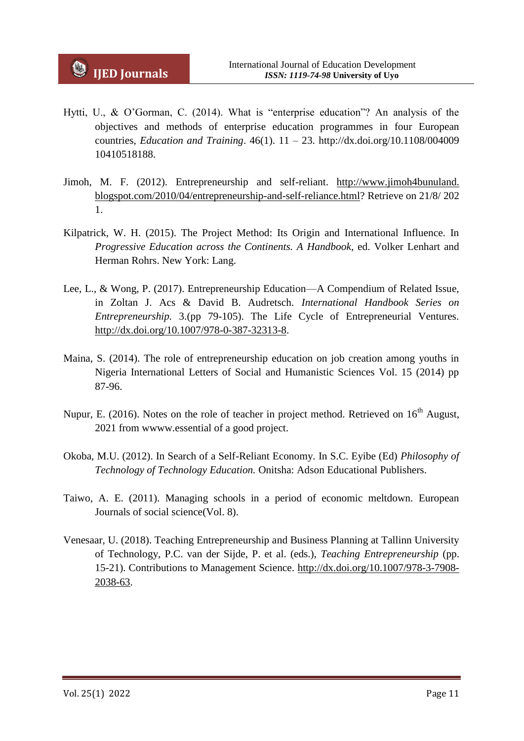Hytti, U., & O'Gorman, C. (2014). What is "enterprise education"? An analysis of the objectives and methods of enterprise education programmes in four European countries, *Education and Training*. 46(1). 11 – 23. http://dx.doi.org/10.1108/004009 10410518188.

Jimoh, M. F. (2012). Entrepreneurship and self-reliant. http://www.jimoh4bunuland.blogspot.com/2010/04/entrepreneurship-and-self-reliance.html? Retrieve on 21/8/ 2021.

Kilpatrick, W. H. (2015). The Project Method: Its Origin and International Influence. In *Progressive Education across the Continents. A Handbook*, ed. Volker Lenhart and Herman Rohrs. New York: Lang.

Lee, L., & Wong, P. (2017). Entrepreneurship Education—A Compendium of Related Issue, in Zoltan J. Acs & David B. Audretsch. *International Handbook Series on Entrepreneurship*. 3.(pp 79-105). The Life Cycle of Entrepreneurial Ventures. http://dx.doi.org/10.1007/978-0-387-32313-8.

Maina, S. (2014). The role of entrepreneurship education on job creation among youths in Nigeria International Letters of Social and Humanistic Sciences Vol. 15 (2014) pp 87-96.

Nupur, E. (2016). Notes on the role of teacher in project method. Retrieved on 16th August, 2021 from wwww.essential of a good project.

Okoba, M.U. (2012). In Search of a Self-Reliant Economy. In S.C. Eyibe (Ed) *Philosophy of Technology of Technology Education.* Onitsha: Adson Educational Publishers.

Taiwo, A. E. (2011). Managing schools in a period of economic meltdown. European Journals of social science(Vol. 8).

Venesaar, U. (2018). Teaching Entrepreneurship and Business Planning at Tallinn University of Technology, P.C. van der Sijde, P. et al. (eds.), *Teaching Entrepreneurship* (pp. 15-21). Contributions to Management Science. http://dx.doi.org/10.1007/978-3-7908-2038-63.